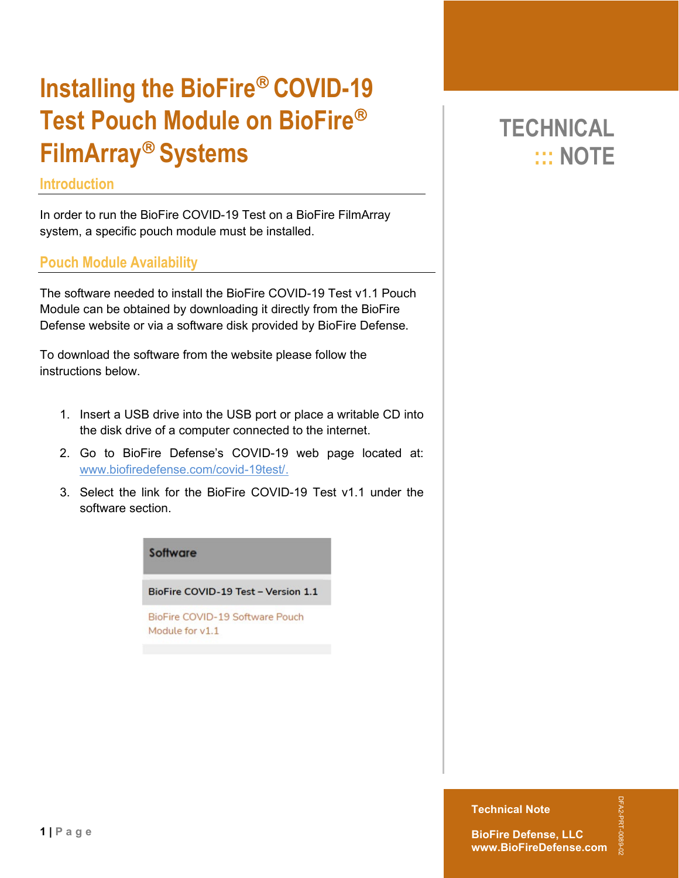# Installing the BioFire® COVID-19 Test Pouch Module on BioFire® FilmArray® Systems

TECHNICAL ::: NOTE

## Introduction

In order to run the BioFire COVID-19 Test on a BioFire FilmArray system, a specific pouch module must be installed.

## Pouch Module Availability

The software needed to install the BioFire COVID-19 Test v1.1 Pouch Module can be obtained by downloading it directly from the BioFire Defense website or via a software disk provided by BioFire Defense.

To download the software from the website please follow the instructions below.

1. Insert a USB drive into the USB port or place a writable CD into the disk drive of a computer connected to the internet.
2. Go to BioFire Defense's COVID-19 web page located at: www.biofiredefense.com/covid-19test/.
3. Select the link for the BioFire COVID-19 Test v1.1 under the software section.

| Software |
| --- |
| BioFire COVID-19 Test – Version 1.1 |
| BioFire COVID-19 Software Pouch Module for v1.1 |

Technical Note

BioFire Defense, LLC
www.BioFireDefense.com

DFA2-PRT-0089-02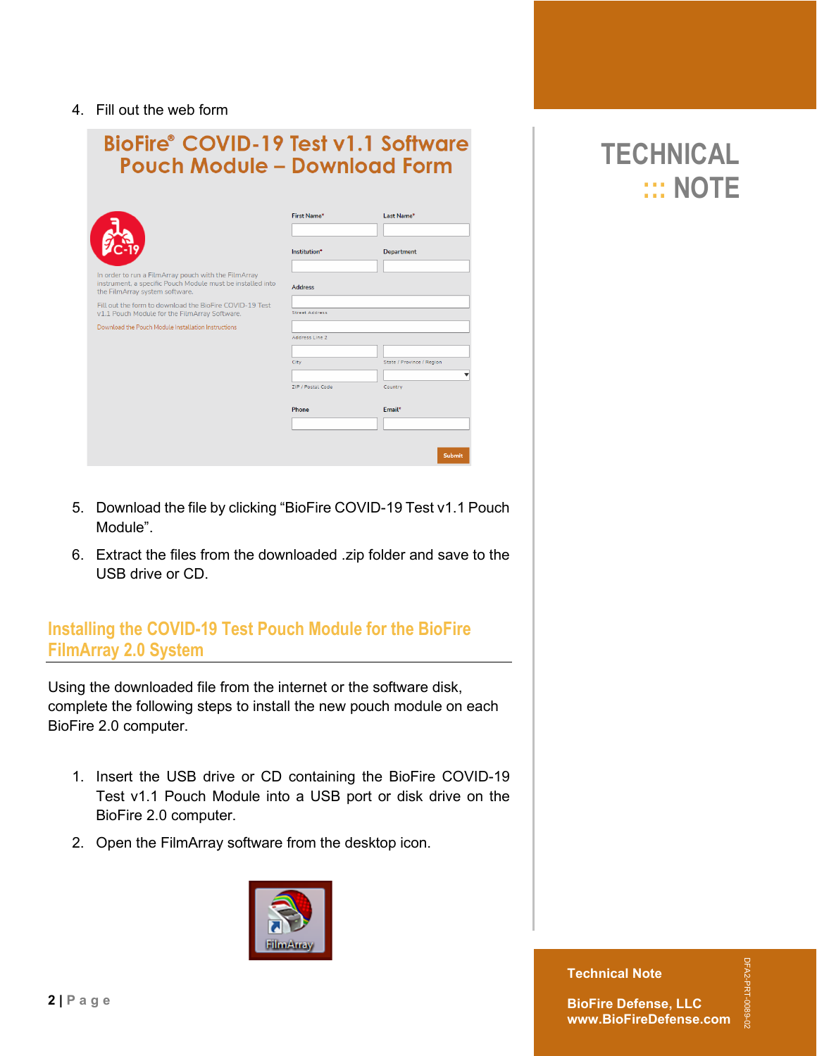4. Fill out the web form

5. Download the file by clicking “BioFire COVID-19 Test v1.1 Pouch Module”.
6. Extract the files from the downloaded .zip folder and save to the USB drive or CD.

## Installing the COVID-19 Test Pouch Module for the BioFire FilmArray 2.0 System

Using the downloaded file from the internet or the software disk, complete the following steps to install the new pouch module on each BioFire 2.0 computer.

1. Insert the USB drive or CD containing the BioFire COVID-19 Test v1.1 Pouch Module into a USB port or disk drive on the BioFire 2.0 computer.
2. Open the FilmArray software from the desktop icon.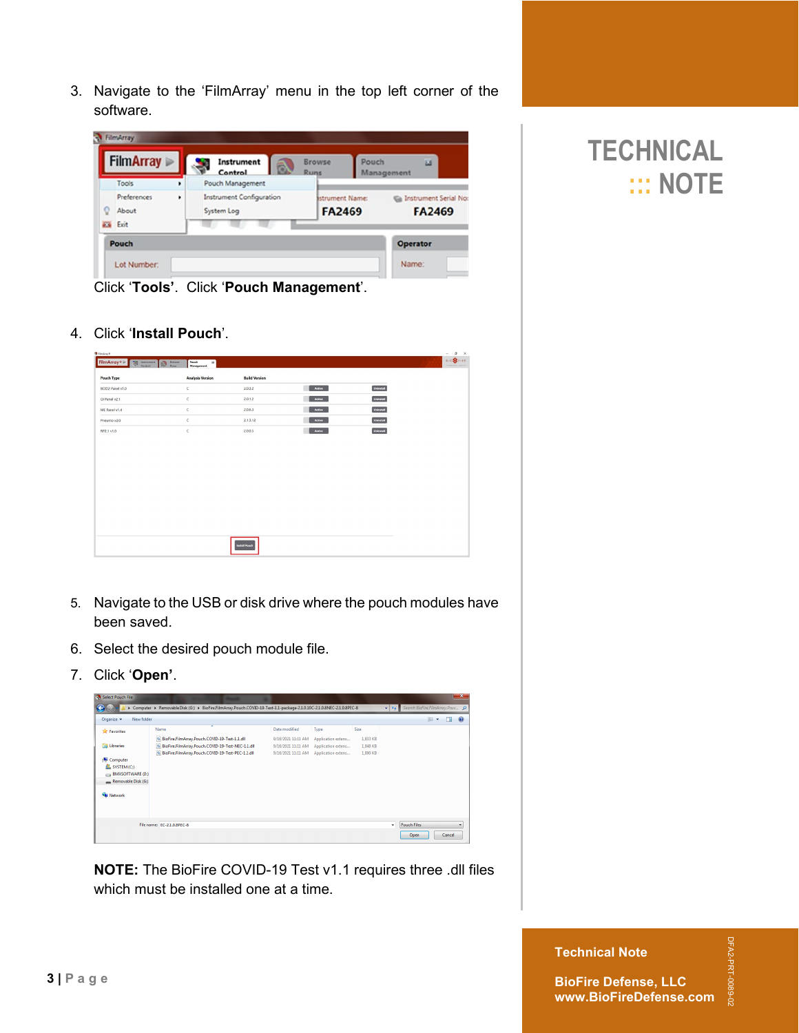3. Navigate to the 'FilmArray' menu in the top left corner of the software.

   Click '**Tools**'. Click '**Pouch Management**'.

4. Click '**Install Pouch**'.

5. Navigate to the USB or disk drive where the pouch modules have been saved.

6. Select the desired pouch module file.

7. Click '**Open**'.

   **NOTE:** The BioFire COVID-19 Test v1.1 requires three .dll files which must be installed one at a time.

TECHNICAL NOTE

Technical Note

BioFire Defense, LLC
www.BioFireDefense.com

DFA2-PRT-0089-02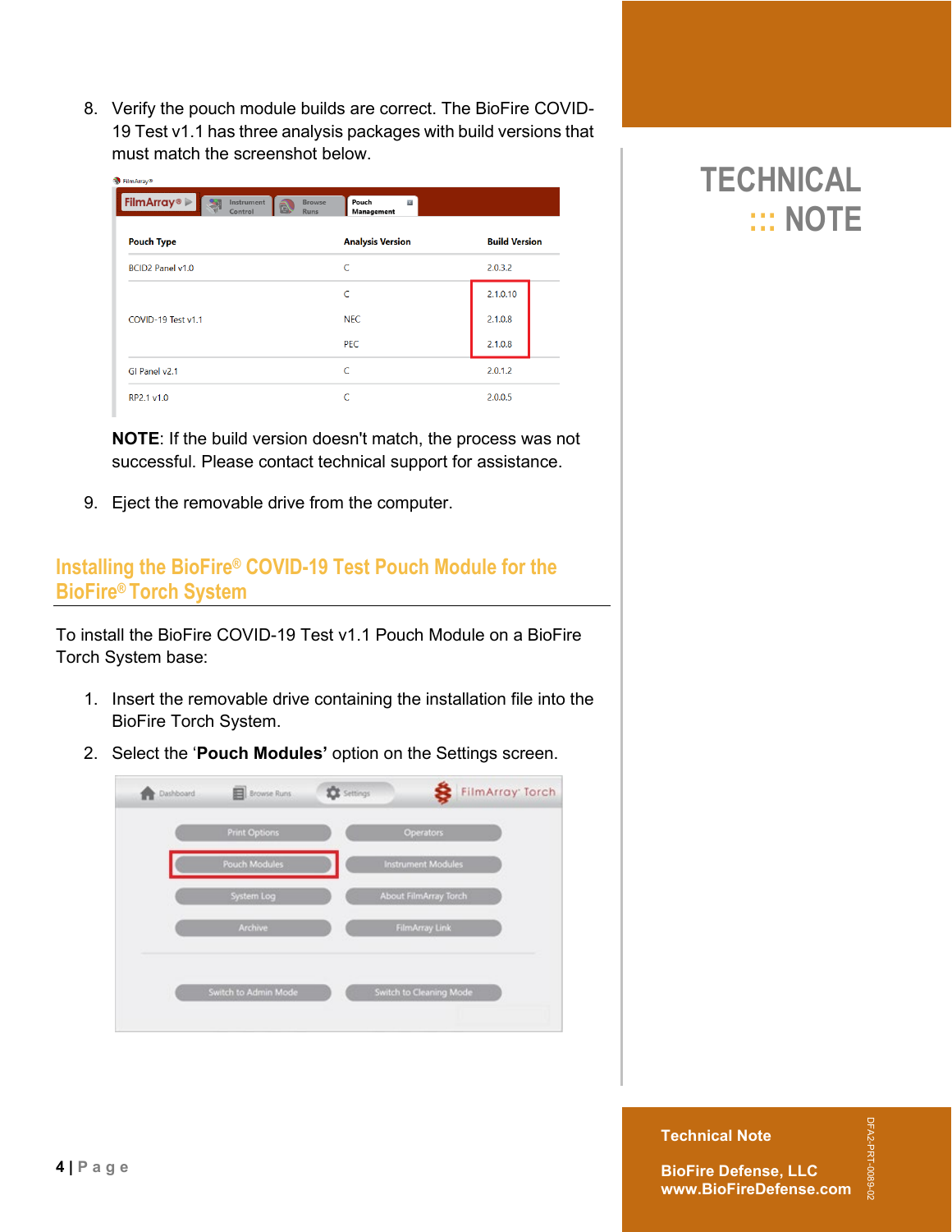8. Verify the pouch module builds are correct. The BioFire COVID-19 Test v1.1 has three analysis packages with build versions that must match the screenshot below.

| Pouch Type | Analysis Version | Build Version |
| --- | --- | --- |
| BCID2 Panel v1.0 | C | 2.0.3.2 |
| COVID-19 Test v1.1 | C | 2.1.0.10 |
| | NEC | 2.1.0.8 |
| | PEC | 2.1.0.8 |
| GI Panel v2.1 | C | 2.0.1.2 |
| RP2.1 v1.0 | C | 2.0.0.5 |

**NOTE**: If the build version doesn't match, the process was not successful. Please contact technical support for assistance.

9. Eject the removable drive from the computer.

## Installing the BioFire® COVID-19 Test Pouch Module for the BioFire® Torch System

To install the BioFire COVID-19 Test v1.1 Pouch Module on a BioFire Torch System base:

1. Insert the removable drive containing the installation file into the BioFire Torch System.
2. Select the '**Pouch Modules'** option on the Settings screen.

# TECHNICAL ::: NOTE

**Technical Note**

**BioFire Defense, LLC**
**www.BioFireDefense.com**

DFA2-PRT-0089-02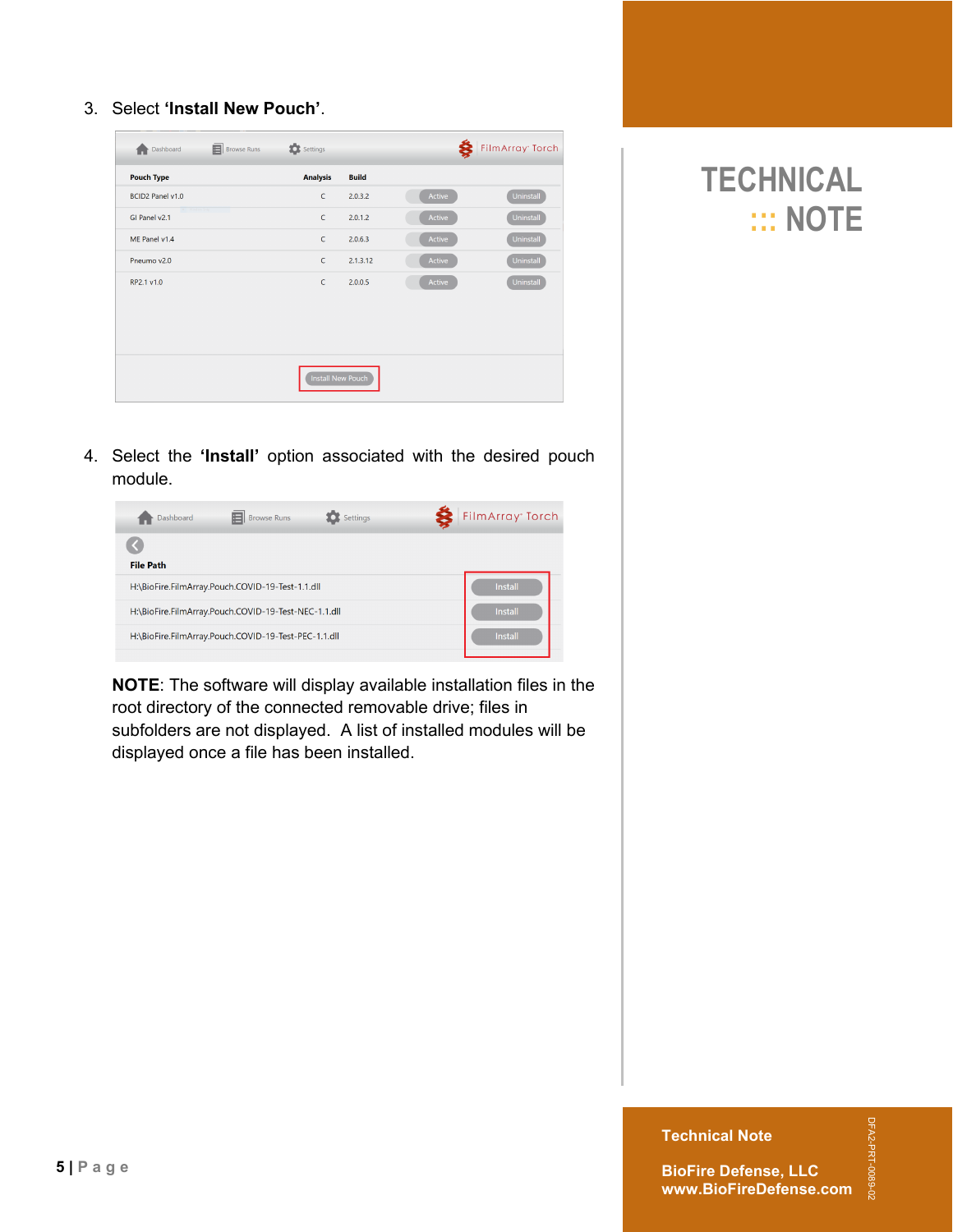3. Select **'Install New Pouch'**.

| Pouch Type | Analysis | Build | | |
|---|---|---|---|---|
| BCID2 Panel v1.0 | C | 2.0.3.2 | Active | Uninstall |
| GI Panel v2.1 | C | 2.0.1.2 | Active | Uninstall |
| ME Panel v1.4 | C | 2.0.6.3 | Active | Uninstall |
| Pneumo v2.0 | C | 2.1.3.12 | Active | Uninstall |
| RP2.1 v1.0 | C | 2.0.0.5 | Active | Uninstall |

Install New Pouch

4. Select the **'Install'** option associated with the desired pouch module.

| File Path | |
|---|---|
| H:\BioFire.FilmArray.Pouch.COVID-19-Test-1.1.dll | Install |
| H:\BioFire.FilmArray.Pouch.COVID-19-Test-NEC-1.1.dll | Install |
| H:\BioFire.FilmArray.Pouch.COVID-19-Test-PEC-1.1.dll | Install |

**NOTE**: The software will display available installation files in the root directory of the connected removable drive; files in subfolders are not displayed. A list of installed modules will be displayed once a file has been installed.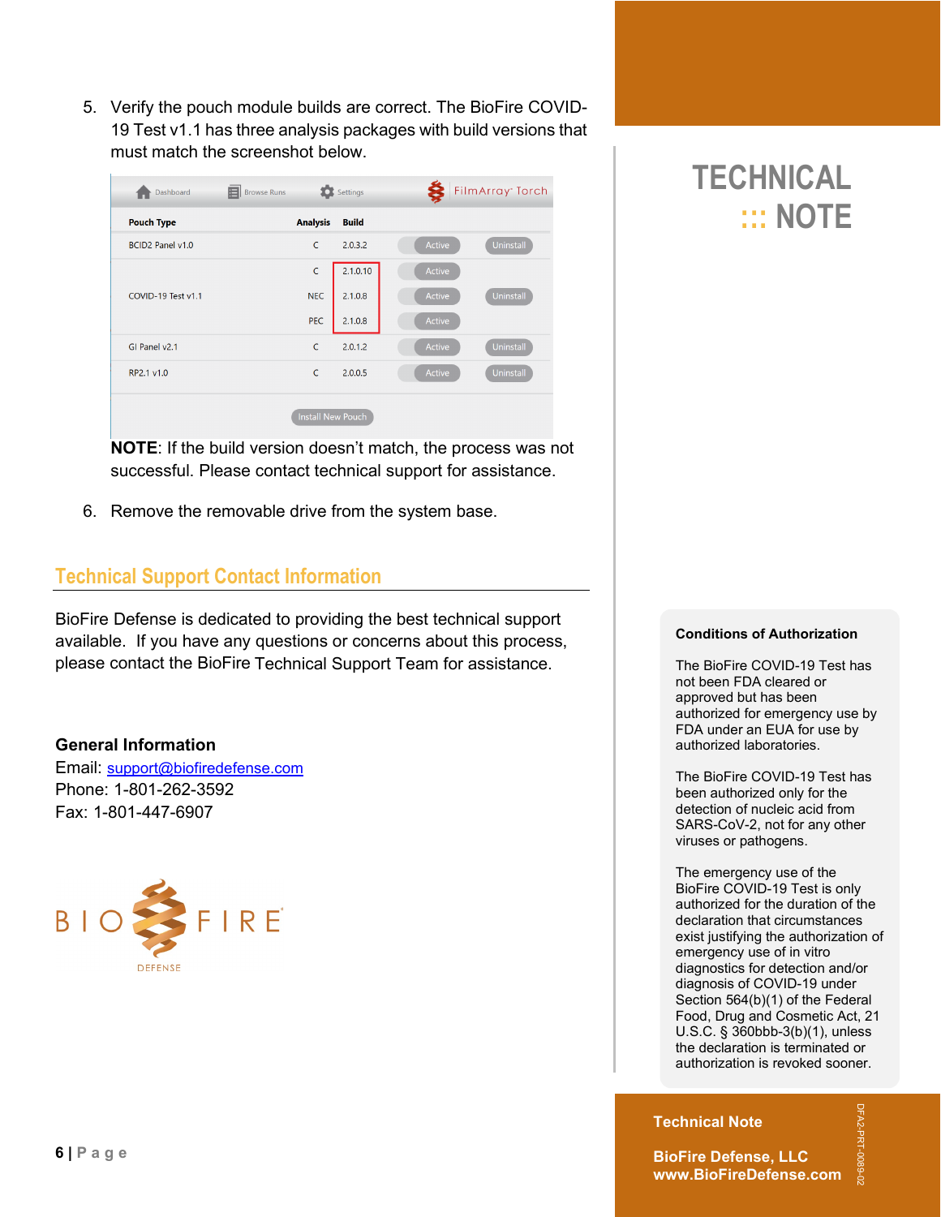5. Verify the pouch module builds are correct. The BioFire COVID-19 Test v1.1 has three analysis packages with build versions that must match the screenshot below.

| Pouch Type | Analysis | Build | | |
|---|---|---|---|---|
| BCID2 Panel v1.0 | C | 2.0.3.2 | Active | Uninstall |
| | C | 2.1.0.10 | Active | |
| COVID-19 Test v1.1 | NEC | 2.1.0.8 | Active | Uninstall |
| | PEC | 2.1.0.8 | Active | |
| GI Panel v2.1 | C | 2.0.1.2 | Active | Uninstall |
| RP2.1 v1.0 | C | 2.0.0.5 | Active | Uninstall |

**NOTE**: If the build version doesn't match, the process was not successful. Please contact technical support for assistance.

6. Remove the removable drive from the system base.

## Technical Support Contact Information

BioFire Defense is dedicated to providing the best technical support available. If you have any questions or concerns about this process, please contact the BioFire Technical Support Team for assistance.

**General Information**
Email: support@biofiredefense.com
Phone: 1-801-262-3592
Fax: 1-801-447-6907

# TECHNICAL ::: NOTE

**Conditions of Authorization**

The BioFire COVID-19 Test has not been FDA cleared or approved but has been authorized for emergency use by FDA under an EUA for use by authorized laboratories.

The BioFire COVID-19 Test has been authorized only for the detection of nucleic acid from SARS-CoV-2, not for any other viruses or pathogens.

The emergency use of the BioFire COVID-19 Test is only authorized for the duration of the declaration that circumstances exist justifying the authorization of emergency use of in vitro diagnostics for detection and/or diagnosis of COVID-19 under Section 564(b)(1) of the Federal Food, Drug and Cosmetic Act, 21 U.S.C. § 360bbb-3(b)(1), unless the declaration is terminated or authorization is revoked sooner.

**Technical Note**

**BioFire Defense, LLC**
**www.BioFireDefense.com**

DFA2-PRT-0089-02